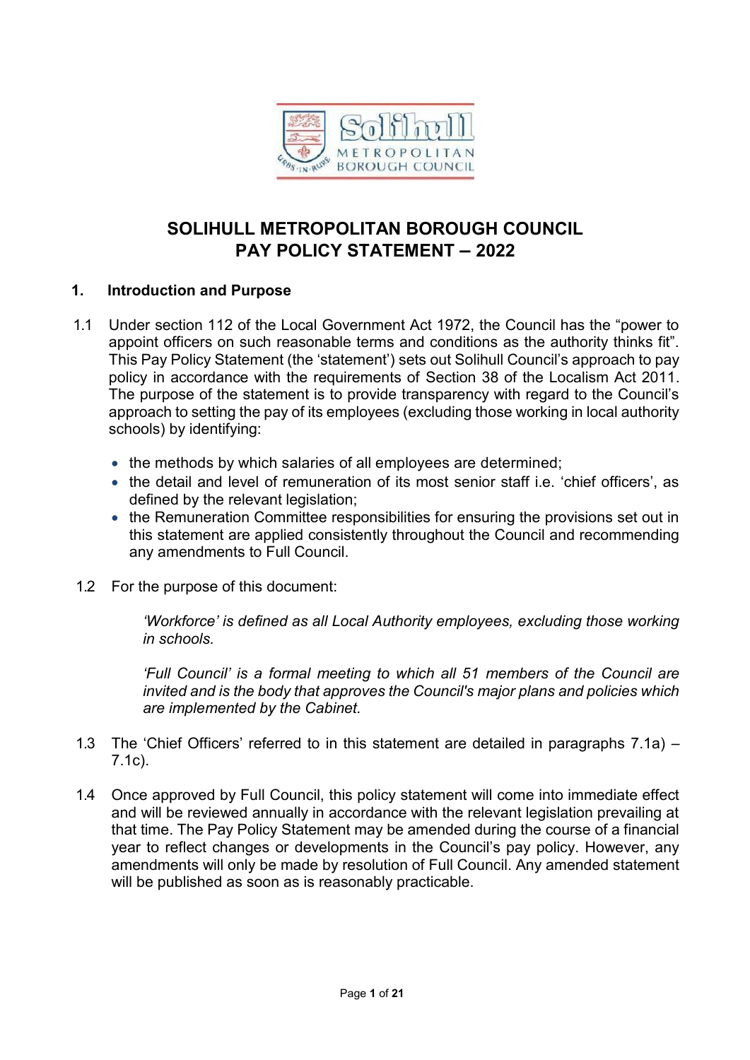# SOLIHULL METROPOLITAN BOROUGH COUNCIL
# PAY POLICY STATEMENT – 2022

## 1. Introduction and Purpose

1.1 Under section 112 of the Local Government Act 1972, the Council has the "power to appoint officers on such reasonable terms and conditions as the authority thinks fit". This Pay Policy Statement (the 'statement') sets out Solihull Council's approach to pay policy in accordance with the requirements of Section 38 of the Localism Act 2011. The purpose of the statement is to provide transparency with regard to the Council's approach to setting the pay of its employees (excluding those working in local authority schools) by identifying:

- the methods by which salaries of all employees are determined;
- the detail and level of remuneration of its most senior staff i.e. 'chief officers', as defined by the relevant legislation;
- the Remuneration Committee responsibilities for ensuring the provisions set out in this statement are applied consistently throughout the Council and recommending any amendments to Full Council.

1.2 For the purpose of this document:

*'Workforce' is defined as all Local Authority employees, excluding those working in schools.*

*'Full Council' is a formal meeting to which all 51 members of the Council are invited and is the body that approves the Council's major plans and policies which are implemented by the Cabinet.*

1.3 The 'Chief Officers' referred to in this statement are detailed in paragraphs 7.1a) – 7.1c).

1.4 Once approved by Full Council, this policy statement will come into immediate effect and will be reviewed annually in accordance with the relevant legislation prevailing at that time. The Pay Policy Statement may be amended during the course of a financial year to reflect changes or developments in the Council's pay policy. However, any amendments will only be made by resolution of Full Council. Any amended statement will be published as soon as is reasonably practicable.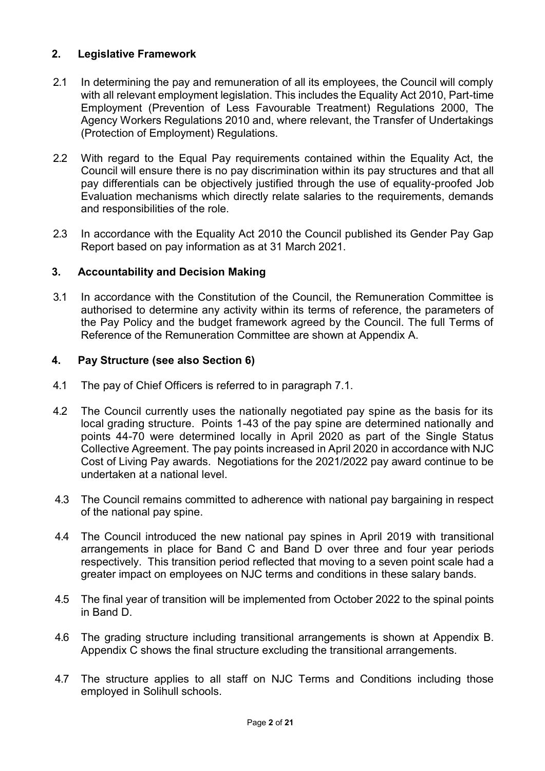## 2. Legislative Framework

2.1 In determining the pay and remuneration of all its employees, the Council will comply with all relevant employment legislation. This includes the Equality Act 2010, Part-time Employment (Prevention of Less Favourable Treatment) Regulations 2000, The Agency Workers Regulations 2010 and, where relevant, the Transfer of Undertakings (Protection of Employment) Regulations.

2.2 With regard to the Equal Pay requirements contained within the Equality Act, the Council will ensure there is no pay discrimination within its pay structures and that all pay differentials can be objectively justified through the use of equality-proofed Job Evaluation mechanisms which directly relate salaries to the requirements, demands and responsibilities of the role.

2.3 In accordance with the Equality Act 2010 the Council published its Gender Pay Gap Report based on pay information as at 31 March 2021.

## 3. Accountability and Decision Making

3.1 In accordance with the Constitution of the Council, the Remuneration Committee is authorised to determine any activity within its terms of reference, the parameters of the Pay Policy and the budget framework agreed by the Council. The full Terms of Reference of the Remuneration Committee are shown at Appendix A.

## 4. Pay Structure (see also Section 6)

4.1 The pay of Chief Officers is referred to in paragraph 7.1.

4.2 The Council currently uses the nationally negotiated pay spine as the basis for its local grading structure. Points 1-43 of the pay spine are determined nationally and points 44-70 were determined locally in April 2020 as part of the Single Status Collective Agreement. The pay points increased in April 2020 in accordance with NJC Cost of Living Pay awards. Negotiations for the 2021/2022 pay award continue to be undertaken at a national level.

4.3 The Council remains committed to adherence with national pay bargaining in respect of the national pay spine.

4.4 The Council introduced the new national pay spines in April 2019 with transitional arrangements in place for Band C and Band D over three and four year periods respectively. This transition period reflected that moving to a seven point scale had a greater impact on employees on NJC terms and conditions in these salary bands.

4.5 The final year of transition will be implemented from October 2022 to the spinal points in Band D.

4.6 The grading structure including transitional arrangements is shown at Appendix B. Appendix C shows the final structure excluding the transitional arrangements.

4.7 The structure applies to all staff on NJC Terms and Conditions including those employed in Solihull schools.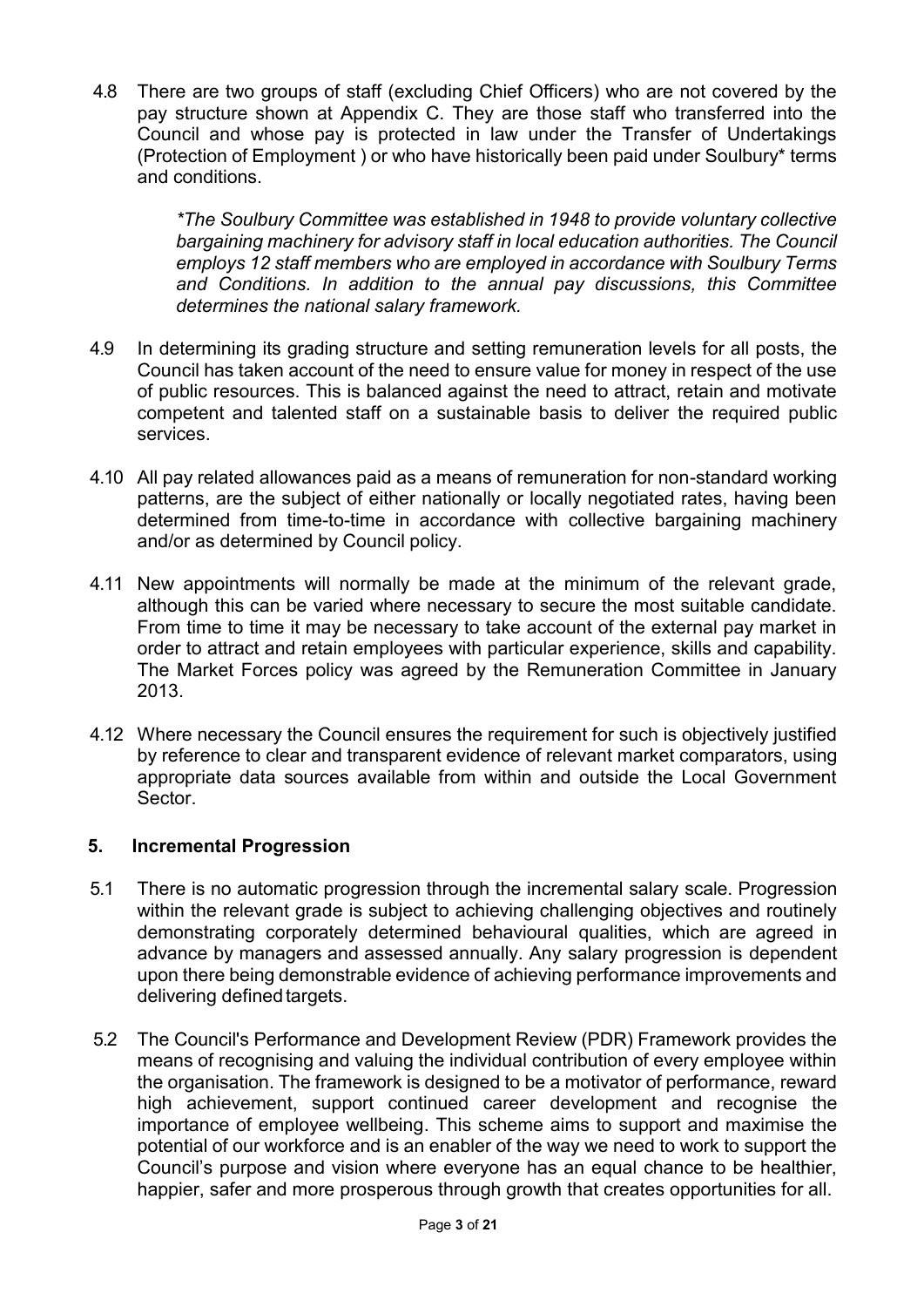4.8 There are two groups of staff (excluding Chief Officers) who are not covered by the pay structure shown at Appendix C. They are those staff who transferred into the Council and whose pay is protected in law under the Transfer of Undertakings (Protection of Employment ) or who have historically been paid under Soulbury* terms and conditions.

> *\*The Soulbury Committee was established in 1948 to provide voluntary collective bargaining machinery for advisory staff in local education authorities. The Council employs 12 staff members who are employed in accordance with Soulbury Terms and Conditions. In addition to the annual pay discussions, this Committee determines the national salary framework.*

4.9 In determining its grading structure and setting remuneration levels for all posts, the Council has taken account of the need to ensure value for money in respect of the use of public resources. This is balanced against the need to attract, retain and motivate competent and talented staff on a sustainable basis to deliver the required public services.

4.10 All pay related allowances paid as a means of remuneration for non-standard working patterns, are the subject of either nationally or locally negotiated rates, having been determined from time-to-time in accordance with collective bargaining machinery and/or as determined by Council policy.

4.11 New appointments will normally be made at the minimum of the relevant grade, although this can be varied where necessary to secure the most suitable candidate. From time to time it may be necessary to take account of the external pay market in order to attract and retain employees with particular experience, skills and capability. The Market Forces policy was agreed by the Remuneration Committee in January 2013.

4.12 Where necessary the Council ensures the requirement for such is objectively justified by reference to clear and transparent evidence of relevant market comparators, using appropriate data sources available from within and outside the Local Government Sector.

## 5. Incremental Progression

5.1 There is no automatic progression through the incremental salary scale. Progression within the relevant grade is subject to achieving challenging objectives and routinely demonstrating corporately determined behavioural qualities, which are agreed in advance by managers and assessed annually. Any salary progression is dependent upon there being demonstrable evidence of achieving performance improvements and delivering defined targets.

5.2 The Council's Performance and Development Review (PDR) Framework provides the means of recognising and valuing the individual contribution of every employee within the organisation. The framework is designed to be a motivator of performance, reward high achievement, support continued career development and recognise the importance of employee wellbeing. This scheme aims to support and maximise the potential of our workforce and is an enabler of the way we need to work to support the Council's purpose and vision where everyone has an equal chance to be healthier, happier, safer and more prosperous through growth that creates opportunities for all.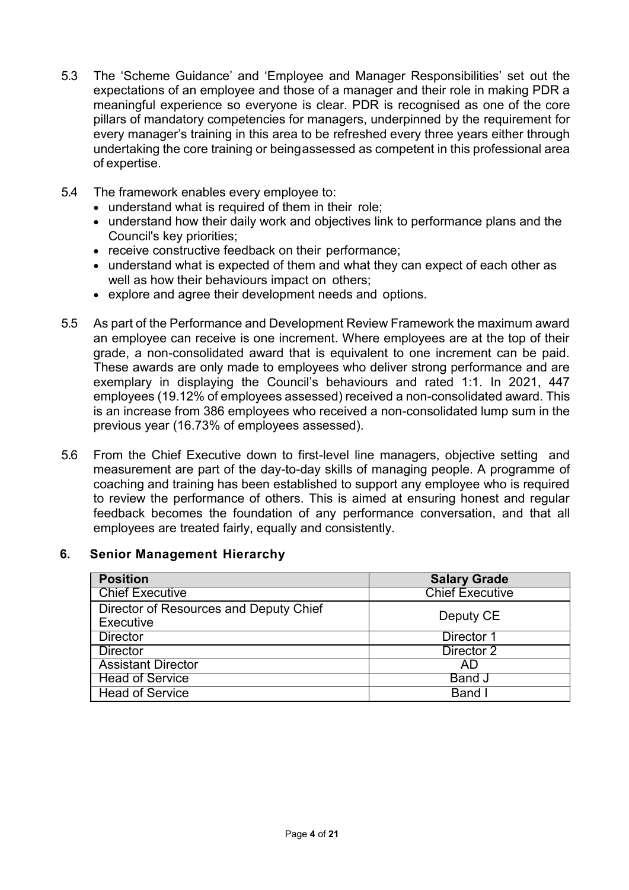5.3 The 'Scheme Guidance' and 'Employee and Manager Responsibilities' set out the expectations of an employee and those of a manager and their role in making PDR a meaningful experience so everyone is clear. PDR is recognised as one of the core pillars of mandatory competencies for managers, underpinned by the requirement for every manager's training in this area to be refreshed every three years either through undertaking the core training or beingassessed as competent in this professional area of expertise.

5.4 The framework enables every employee to:

- understand what is required of them in their role;
- understand how their daily work and objectives link to performance plans and the Council's key priorities;
- receive constructive feedback on their performance;
- understand what is expected of them and what they can expect of each other as well as how their behaviours impact on others;
- explore and agree their development needs and options.

5.5 As part of the Performance and Development Review Framework the maximum award an employee can receive is one increment. Where employees are at the top of their grade, a non-consolidated award that is equivalent to one increment can be paid. These awards are only made to employees who deliver strong performance and are exemplary in displaying the Council's behaviours and rated 1:1. In 2021, 447 employees (19.12% of employees assessed) received a non-consolidated award. This is an increase from 386 employees who received a non-consolidated lump sum in the previous year (16.73% of employees assessed).

5.6 From the Chief Executive down to first-level line managers, objective setting and measurement are part of the day-to-day skills of managing people. A programme of coaching and training has been established to support any employee who is required to review the performance of others. This is aimed at ensuring honest and regular feedback becomes the foundation of any performance conversation, and that all employees are treated fairly, equally and consistently.

## 6. Senior Management Hierarchy

| Position | Salary Grade |
|---|---|
| Chief Executive | Chief Executive |
| Director of Resources and Deputy Chief Executive | Deputy CE |
| Director | Director 1 |
| Director | Director 2 |
| Assistant Director | AD |
| Head of Service | Band J |
| Head of Service | Band I |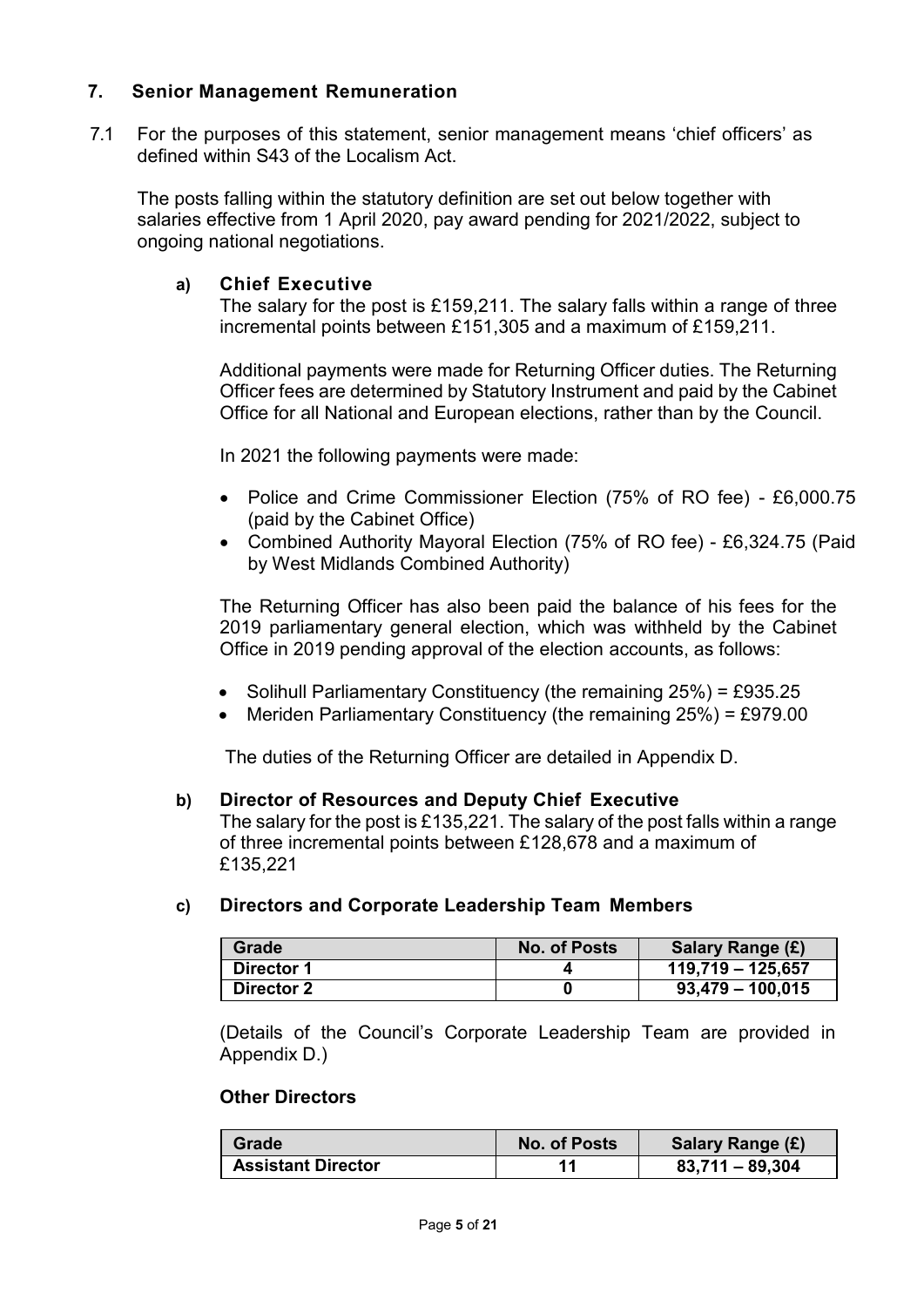## 7. Senior Management Remuneration

7.1 For the purposes of this statement, senior management means 'chief officers' as defined within S43 of the Localism Act.

The posts falling within the statutory definition are set out below together with salaries effective from 1 April 2020, pay award pending for 2021/2022, subject to ongoing national negotiations.

### a) Chief Executive

The salary for the post is £159,211. The salary falls within a range of three incremental points between £151,305 and a maximum of £159,211.

Additional payments were made for Returning Officer duties. The Returning Officer fees are determined by Statutory Instrument and paid by the Cabinet Office for all National and European elections, rather than by the Council.

In 2021 the following payments were made:

- Police and Crime Commissioner Election (75% of RO fee) - £6,000.75 (paid by the Cabinet Office)
- Combined Authority Mayoral Election (75% of RO fee) - £6,324.75 (Paid by West Midlands Combined Authority)

The Returning Officer has also been paid the balance of his fees for the 2019 parliamentary general election, which was withheld by the Cabinet Office in 2019 pending approval of the election accounts, as follows:

- Solihull Parliamentary Constituency (the remaining 25%) = £935.25
- Meriden Parliamentary Constituency (the remaining 25%) = £979.00

The duties of the Returning Officer are detailed in Appendix D.

### b) Director of Resources and Deputy Chief Executive

The salary for the post is £135,221. The salary of the post falls within a range of three incremental points between £128,678 and a maximum of £135,221

### c) Directors and Corporate Leadership Team Members

| Grade | No. of Posts | Salary Range (£) |
|---|---|---|
| Director 1 | 4 | 119,719 – 125,657 |
| Director 2 | 0 | 93,479 – 100,015 |

(Details of the Council's Corporate Leadership Team are provided in Appendix D.)

**Other Directors**

| Grade | No. of Posts | Salary Range (£) |
|---|---|---|
| Assistant Director | 11 | 83,711 – 89,304 |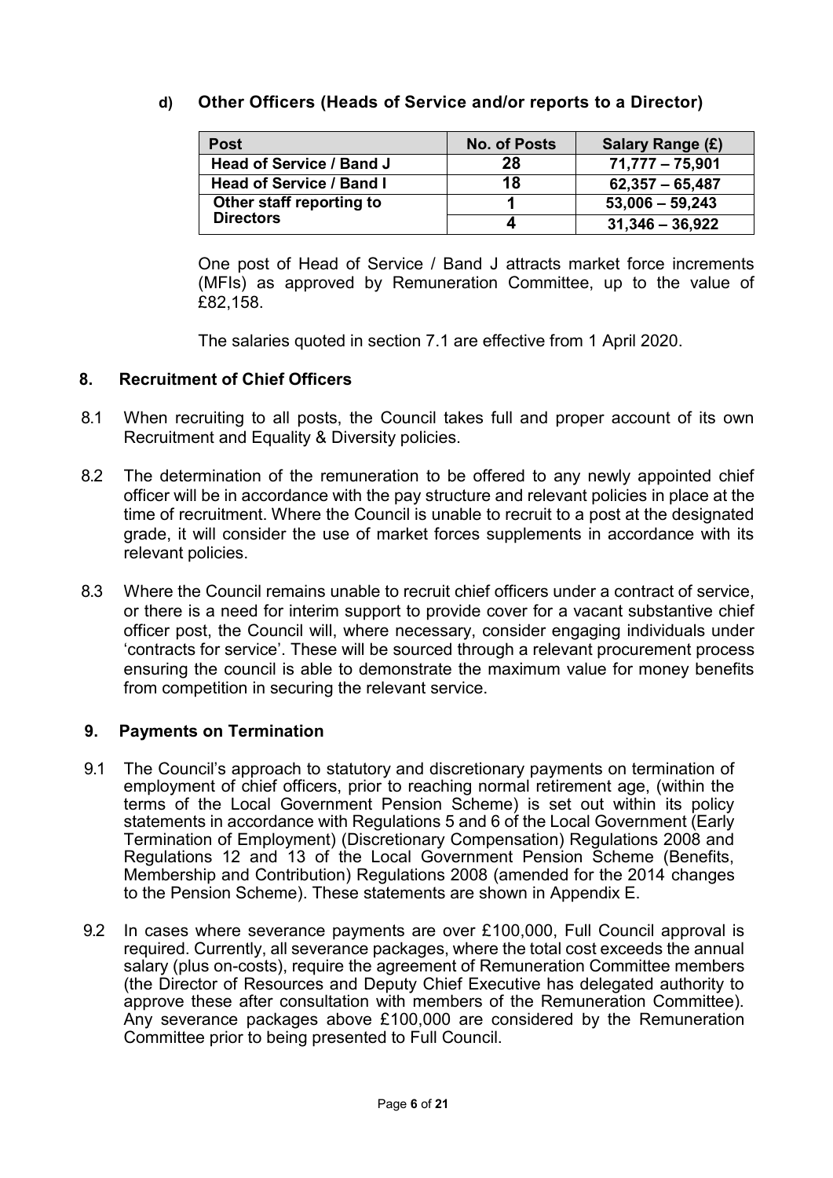### d) Other Officers (Heads of Service and/or reports to a Director)

| Post | No. of Posts | Salary Range (£) |
|---|---|---|
| Head of Service / Band J | 28 | 71,777 – 75,901 |
| Head of Service / Band I | 18 | 62,357 – 65,487 |
| Other staff reporting to Directors | 1 | 53,006 – 59,243 |
| | 4 | 31,346 – 36,922 |

One post of Head of Service / Band J attracts market force increments (MFIs) as approved by Remuneration Committee, up to the value of £82,158.

The salaries quoted in section 7.1 are effective from 1 April 2020.

## 8. Recruitment of Chief Officers

8.1 When recruiting to all posts, the Council takes full and proper account of its own Recruitment and Equality & Diversity policies.

8.2 The determination of the remuneration to be offered to any newly appointed chief officer will be in accordance with the pay structure and relevant policies in place at the time of recruitment. Where the Council is unable to recruit to a post at the designated grade, it will consider the use of market forces supplements in accordance with its relevant policies.

8.3 Where the Council remains unable to recruit chief officers under a contract of service, or there is a need for interim support to provide cover for a vacant substantive chief officer post, the Council will, where necessary, consider engaging individuals under 'contracts for service'. These will be sourced through a relevant procurement process ensuring the council is able to demonstrate the maximum value for money benefits from competition in securing the relevant service.

## 9. Payments on Termination

9.1 The Council's approach to statutory and discretionary payments on termination of employment of chief officers, prior to reaching normal retirement age, (within the terms of the Local Government Pension Scheme) is set out within its policy statements in accordance with Regulations 5 and 6 of the Local Government (Early Termination of Employment) (Discretionary Compensation) Regulations 2008 and Regulations 12 and 13 of the Local Government Pension Scheme (Benefits, Membership and Contribution) Regulations 2008 (amended for the 2014 changes to the Pension Scheme). These statements are shown in Appendix E.

9.2 In cases where severance payments are over £100,000, Full Council approval is required. Currently, all severance packages, where the total cost exceeds the annual salary (plus on-costs), require the agreement of Remuneration Committee members (the Director of Resources and Deputy Chief Executive has delegated authority to approve these after consultation with members of the Remuneration Committee). Any severance packages above £100,000 are considered by the Remuneration Committee prior to being presented to Full Council.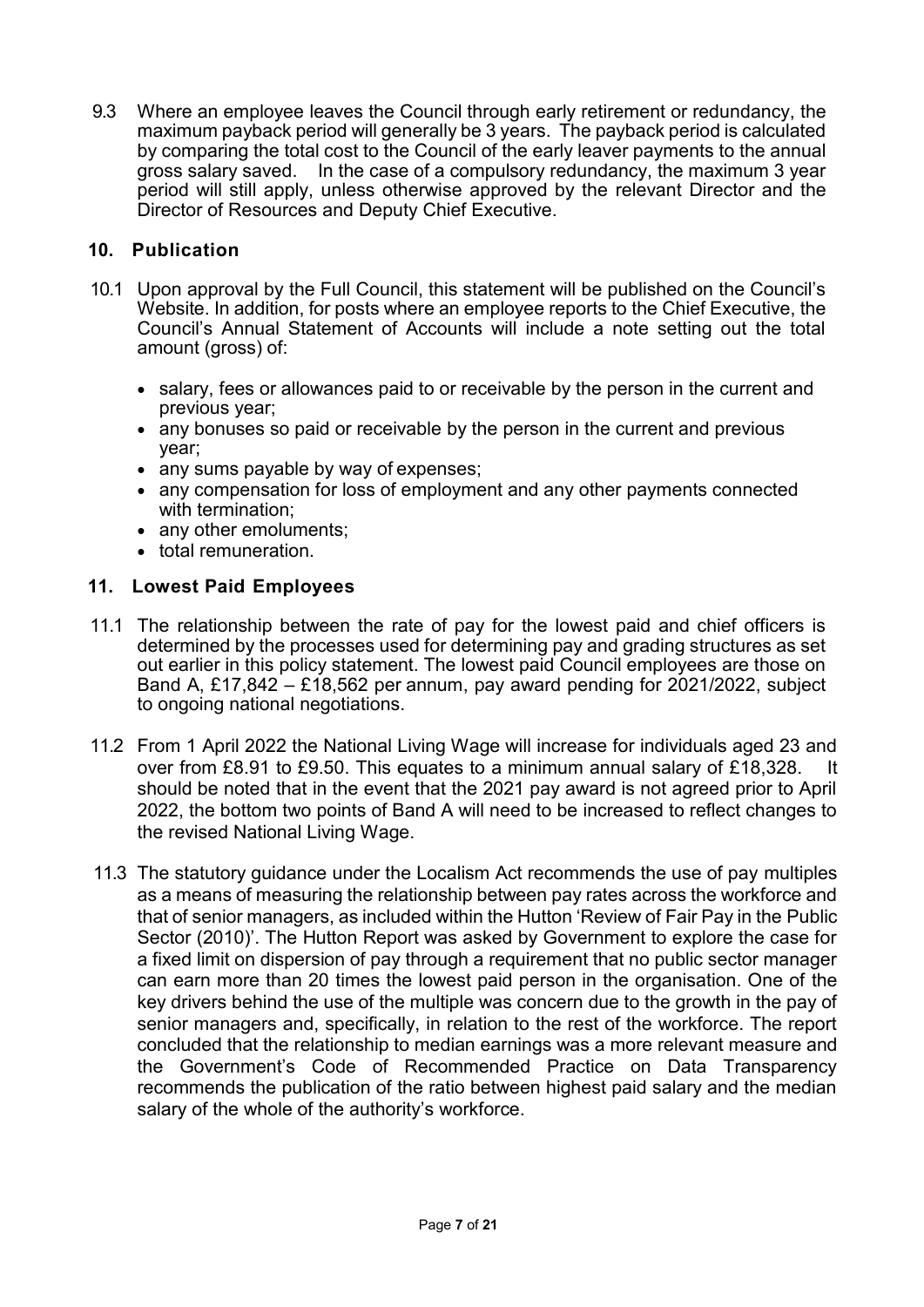9.3 Where an employee leaves the Council through early retirement or redundancy, the maximum payback period will generally be 3 years. The payback period is calculated by comparing the total cost to the Council of the early leaver payments to the annual gross salary saved. In the case of a compulsory redundancy, the maximum 3 year period will still apply, unless otherwise approved by the relevant Director and the Director of Resources and Deputy Chief Executive.

## 10. Publication

10.1 Upon approval by the Full Council, this statement will be published on the Council's Website. In addition, for posts where an employee reports to the Chief Executive, the Council's Annual Statement of Accounts will include a note setting out the total amount (gross) of:

- salary, fees or allowances paid to or receivable by the person in the current and previous year;
- any bonuses so paid or receivable by the person in the current and previous year;
- any sums payable by way of expenses;
- any compensation for loss of employment and any other payments connected with termination;
- any other emoluments;
- total remuneration.

## 11. Lowest Paid Employees

11.1 The relationship between the rate of pay for the lowest paid and chief officers is determined by the processes used for determining pay and grading structures as set out earlier in this policy statement. The lowest paid Council employees are those on Band A, £17,842 – £18,562 per annum, pay award pending for 2021/2022, subject to ongoing national negotiations.

11.2 From 1 April 2022 the National Living Wage will increase for individuals aged 23 and over from £8.91 to £9.50. This equates to a minimum annual salary of £18,328. It should be noted that in the event that the 2021 pay award is not agreed prior to April 2022, the bottom two points of Band A will need to be increased to reflect changes to the revised National Living Wage.

11.3 The statutory guidance under the Localism Act recommends the use of pay multiples as a means of measuring the relationship between pay rates across the workforce and that of senior managers, as included within the Hutton 'Review of Fair Pay in the Public Sector (2010)'. The Hutton Report was asked by Government to explore the case for a fixed limit on dispersion of pay through a requirement that no public sector manager can earn more than 20 times the lowest paid person in the organisation. One of the key drivers behind the use of the multiple was concern due to the growth in the pay of senior managers and, specifically, in relation to the rest of the workforce. The report concluded that the relationship to median earnings was a more relevant measure and the Government's Code of Recommended Practice on Data Transparency recommends the publication of the ratio between highest paid salary and the median salary of the whole of the authority's workforce.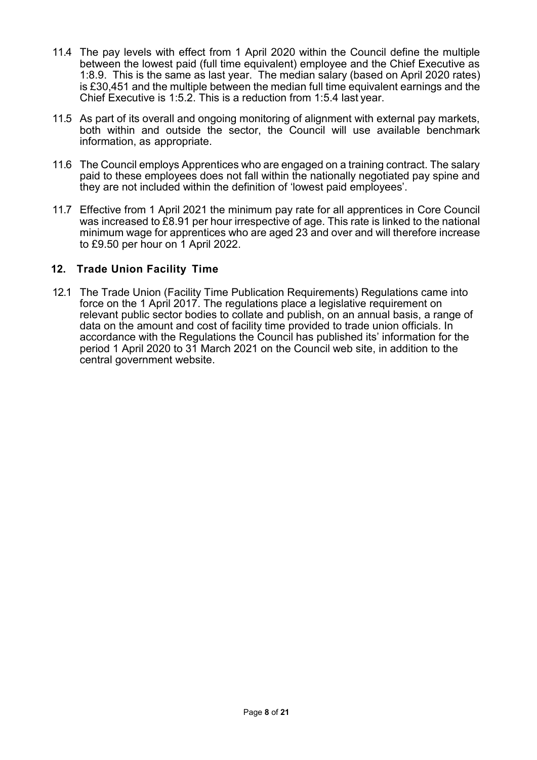11.4 The pay levels with effect from 1 April 2020 within the Council define the multiple between the lowest paid (full time equivalent) employee and the Chief Executive as 1:8.9. This is the same as last year. The median salary (based on April 2020 rates) is £30,451 and the multiple between the median full time equivalent earnings and the Chief Executive is 1:5.2. This is a reduction from 1:5.4 last year.

11.5 As part of its overall and ongoing monitoring of alignment with external pay markets, both within and outside the sector, the Council will use available benchmark information, as appropriate.

11.6 The Council employs Apprentices who are engaged on a training contract. The salary paid to these employees does not fall within the nationally negotiated pay spine and they are not included within the definition of 'lowest paid employees'.

11.7 Effective from 1 April 2021 the minimum pay rate for all apprentices in Core Council was increased to £8.91 per hour irrespective of age. This rate is linked to the national minimum wage for apprentices who are aged 23 and over and will therefore increase to £9.50 per hour on 1 April 2022.

## 12. Trade Union Facility Time

12.1 The Trade Union (Facility Time Publication Requirements) Regulations came into force on the 1 April 2017. The regulations place a legislative requirement on relevant public sector bodies to collate and publish, on an annual basis, a range of data on the amount and cost of facility time provided to trade union officials. In accordance with the Regulations the Council has published its' information for the period 1 April 2020 to 31 March 2021 on the Council web site, in addition to the central government website.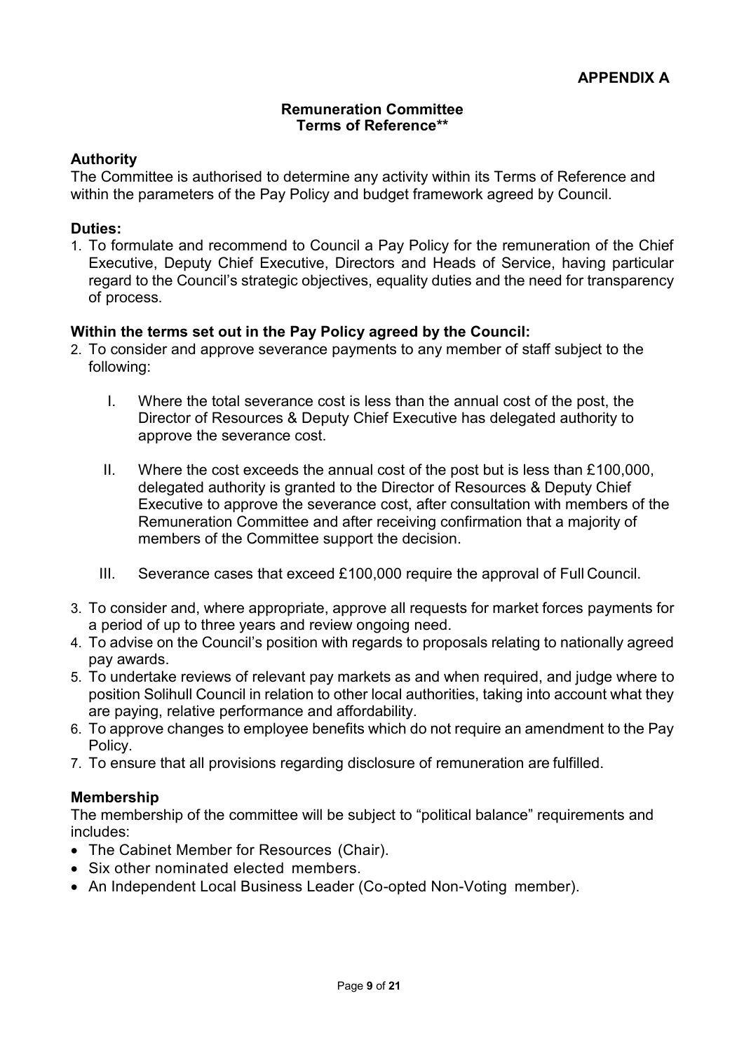**APPENDIX A**

**Remuneration Committee**
**Terms of Reference****

**Authority**

The Committee is authorised to determine any activity within its Terms of Reference and within the parameters of the Pay Policy and budget framework agreed by Council.

**Duties:**

1. To formulate and recommend to Council a Pay Policy for the remuneration of the Chief Executive, Deputy Chief Executive, Directors and Heads of Service, having particular regard to the Council's strategic objectives, equality duties and the need for transparency of process.

**Within the terms set out in the Pay Policy agreed by the Council:**

2. To consider and approve severance payments to any member of staff subject to the following:

   I. Where the total severance cost is less than the annual cost of the post, the Director of Resources & Deputy Chief Executive has delegated authority to approve the severance cost.

   II. Where the cost exceeds the annual cost of the post but is less than £100,000, delegated authority is granted to the Director of Resources & Deputy Chief Executive to approve the severance cost, after consultation with members of the Remuneration Committee and after receiving confirmation that a majority of members of the Committee support the decision.

   III. Severance cases that exceed £100,000 require the approval of Full Council.

3. To consider and, where appropriate, approve all requests for market forces payments for a period of up to three years and review ongoing need.
4. To advise on the Council's position with regards to proposals relating to nationally agreed pay awards.
5. To undertake reviews of relevant pay markets as and when required, and judge where to position Solihull Council in relation to other local authorities, taking into account what they are paying, relative performance and affordability.
6. To approve changes to employee benefits which do not require an amendment to the Pay Policy.
7. To ensure that all provisions regarding disclosure of remuneration are fulfilled.

**Membership**

The membership of the committee will be subject to "political balance" requirements and includes:

- The Cabinet Member for Resources (Chair).
- Six other nominated elected members.
- An Independent Local Business Leader (Co-opted Non-Voting member).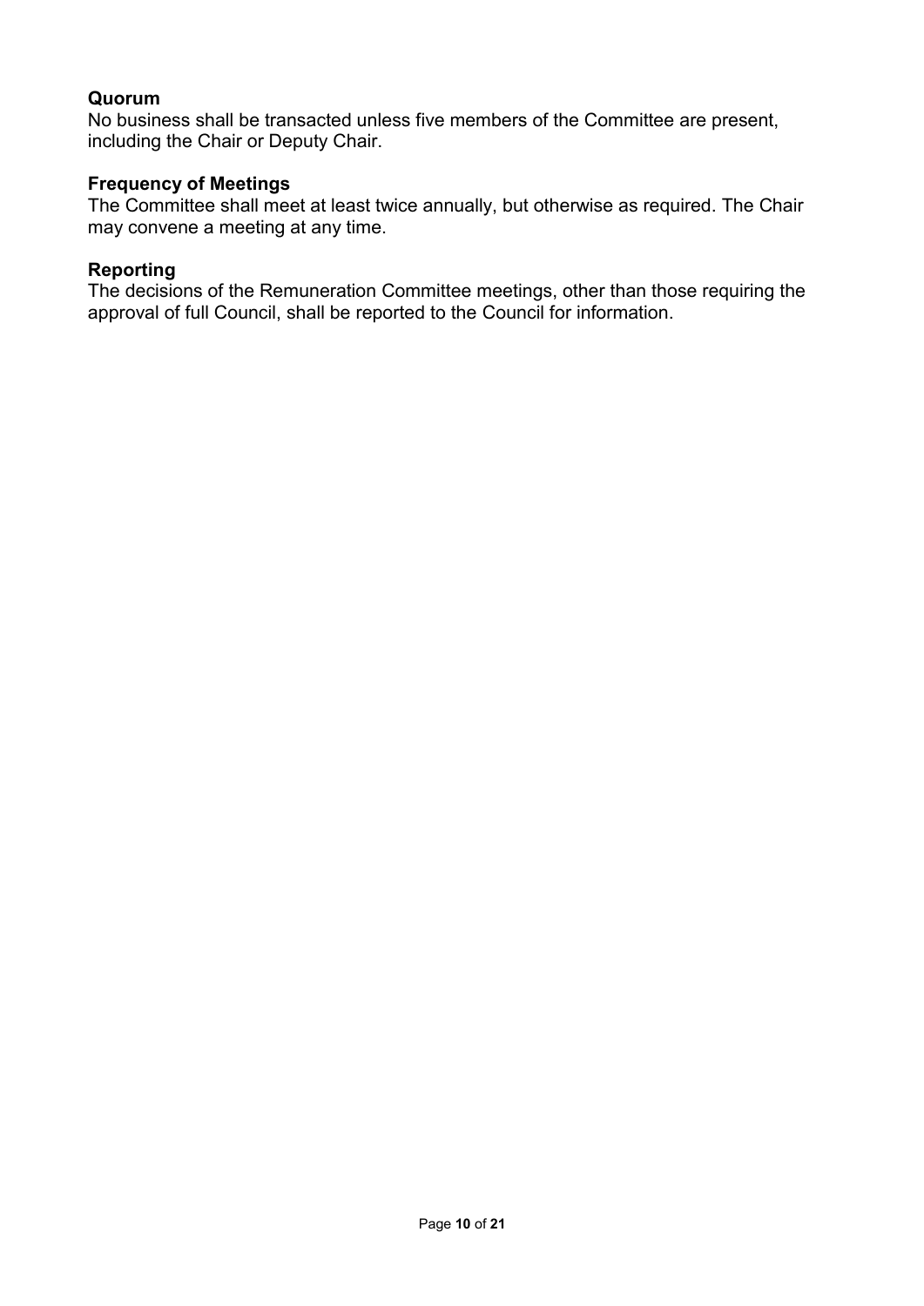**Quorum**

No business shall be transacted unless five members of the Committee are present, including the Chair or Deputy Chair.

**Frequency of Meetings**

The Committee shall meet at least twice annually, but otherwise as required. The Chair may convene a meeting at any time.

**Reporting**

The decisions of the Remuneration Committee meetings, other than those requiring the approval of full Council, shall be reported to the Council for information.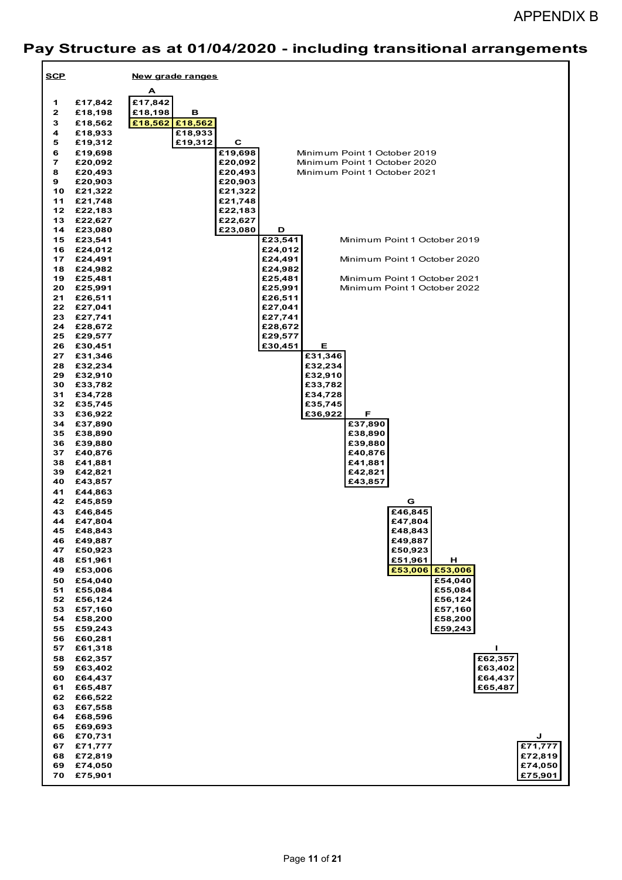APPENDIX B

# Pay Structure as at 01/04/2020 - including transitional arrangements

| SCP | | A | B | C | D | E | F | G | H | I | J | Notes |
|---|---|---|---|---|---|---|---|---|---|---|---|---|
| 1 | £17,842 | £17,842 | | | | | | | | | | |
| 2 | £18,198 | £18,198 | | | | | | | | | | |
| 3 | £18,562 | £18,562 | £18,562 | | | | | | | | | |
| 4 | £18,933 | | £18,933 | | | | | | | | | |
| 5 | £19,312 | | £19,312 | | | | | | | | | |
| 6 | £19,698 | | | £19,698 | | | | | | | | Minimum Point 1 October 2019 |
| 7 | £20,092 | | | £20,092 | | | | | | | | Minimum Point 1 October 2020 |
| 8 | £20,493 | | | £20,493 | | | | | | | | Minimum Point 1 October 2021 |
| 9 | £20,903 | | | £20,903 | | | | | | | | |
| 10 | £21,322 | | | £21,322 | | | | | | | | |
| 11 | £21,748 | | | £21,748 | | | | | | | | |
| 12 | £22,183 | | | £22,183 | | | | | | | | |
| 13 | £22,627 | | | £22,627 | | | | | | | | |
| 14 | £23,080 | | | £23,080 | | | | | | | | |
| 15 | £23,541 | | | | £23,541 | | | | | | | Minimum Point 1 October 2019 |
| 16 | £24,012 | | | | £24,012 | | | | | | | |
| 17 | £24,491 | | | | £24,491 | | | | | | | Minimum Point 1 October 2020 |
| 18 | £24,982 | | | | £24,982 | | | | | | | |
| 19 | £25,481 | | | | £25,481 | | | | | | | Minimum Point 1 October 2021 |
| 20 | £25,991 | | | | £25,991 | | | | | | | Minimum Point 1 October 2022 |
| 21 | £26,511 | | | | £26,511 | | | | | | | |
| 22 | £27,041 | | | | £27,041 | | | | | | | |
| 23 | £27,741 | | | | £27,741 | | | | | | | |
| 24 | £28,672 | | | | £28,672 | | | | | | | |
| 25 | £29,577 | | | | £29,577 | | | | | | | |
| 26 | £30,451 | | | | £30,451 | | | | | | | |
| 27 | £31,346 | | | | | £31,346 | | | | | | |
| 28 | £32,234 | | | | | £32,234 | | | | | | |
| 29 | £32,910 | | | | | £32,910 | | | | | | |
| 30 | £33,782 | | | | | £33,782 | | | | | | |
| 31 | £34,728 | | | | | £34,728 | | | | | | |
| 32 | £35,745 | | | | | £35,745 | | | | | | |
| 33 | £36,922 | | | | | £36,922 | | | | | | |
| 34 | £37,890 | | | | | | £37,890 | | | | | |
| 35 | £38,890 | | | | | | £38,890 | | | | | |
| 36 | £39,880 | | | | | | £39,880 | | | | | |
| 37 | £40,876 | | | | | | £40,876 | | | | | |
| 38 | £41,881 | | | | | | £41,881 | | | | | |
| 39 | £42,821 | | | | | | £42,821 | | | | | |
| 40 | £43,857 | | | | | | £43,857 | | | | | |
| 41 | £44,863 | | | | | | | | | | | |
| 42 | £45,859 | | | | | | | | | | | |
| 43 | £46,845 | | | | | | | £46,845 | | | | |
| 44 | £47,804 | | | | | | | £47,804 | | | | |
| 45 | £48,843 | | | | | | | £48,843 | | | | |
| 46 | £49,887 | | | | | | | £49,887 | | | | |
| 47 | £50,923 | | | | | | | £50,923 | | | | |
| 48 | £51,961 | | | | | | | £51,961 | | | | |
| 49 | £53,006 | | | | | | | £53,006 | £53,006 | | | |
| 50 | £54,040 | | | | | | | | £54,040 | | | |
| 51 | £55,084 | | | | | | | | £55,084 | | | |
| 52 | £56,124 | | | | | | | | £56,124 | | | |
| 53 | £57,160 | | | | | | | | £57,160 | | | |
| 54 | £58,200 | | | | | | | | £58,200 | | | |
| 55 | £59,243 | | | | | | | | £59,243 | | | |
| 56 | £60,281 | | | | | | | | | | | |
| 57 | £61,318 | | | | | | | | | | | |
| 58 | £62,357 | | | | | | | | | £62,357 | | |
| 59 | £63,402 | | | | | | | | | £63,402 | | |
| 60 | £64,437 | | | | | | | | | £64,437 | | |
| 61 | £65,487 | | | | | | | | | £65,487 | | |
| 62 | £66,522 | | | | | | | | | | | |
| 63 | £67,558 | | | | | | | | | | | |
| 64 | £68,596 | | | | | | | | | | | |
| 65 | £69,693 | | | | | | | | | | | |
| 66 | £70,731 | | | | | | | | | | | |
| 67 | £71,777 | | | | | | | | | | £71,777 | |
| 68 | £72,819 | | | | | | | | | | £72,819 | |
| 69 | £74,050 | | | | | | | | | | £74,050 | |
| 70 | £75,901 | | | | | | | | | | £75,901 | |

New grade ranges: A–J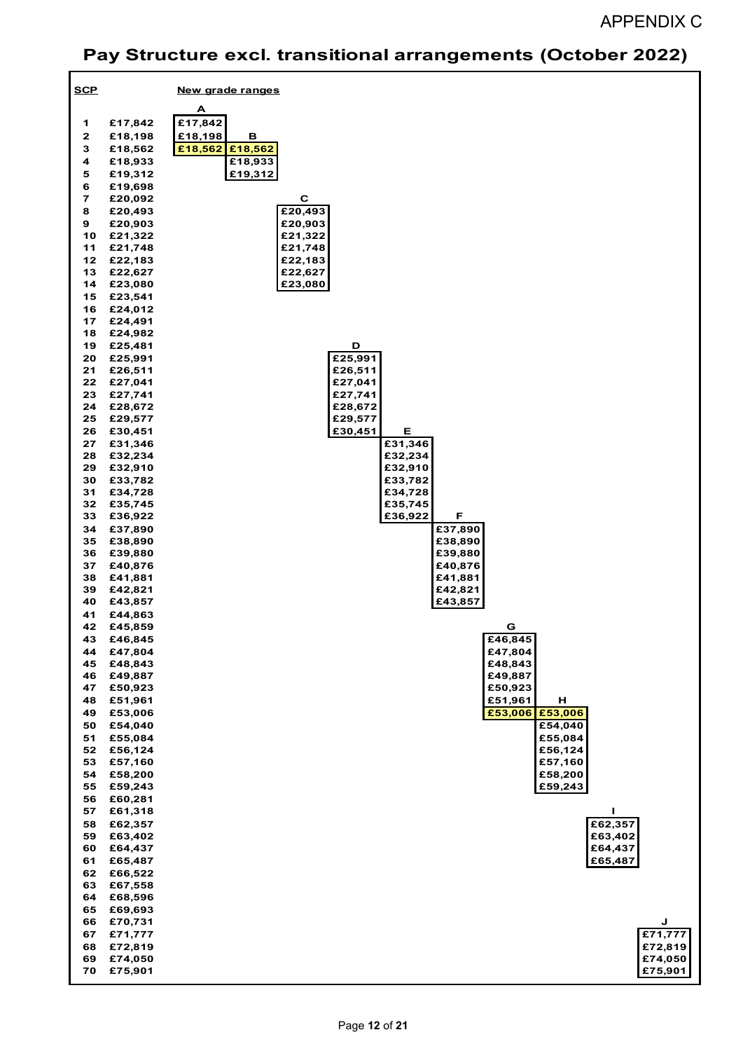APPENDIX C

# Pay Structure excl. transitional arrangements (October 2022)

| SCP | | A | B | C | D | E | F | G | H | I | J |
|---|---|---|---|---|---|---|---|---|---|---|---|
| 1 | £17,842 | £17,842 | | | | | | | | | |
| 2 | £18,198 | £18,198 | | | | | | | | | |
| 3 | £18,562 | £18,562 | £18,562 | | | | | | | | |
| 4 | £18,933 | | £18,933 | | | | | | | | |
| 5 | £19,312 | | £19,312 | | | | | | | | |
| 6 | £19,698 | | | | | | | | | | |
| 7 | £20,092 | | | | | | | | | | |
| 8 | £20,493 | | | £20,493 | | | | | | | |
| 9 | £20,903 | | | £20,903 | | | | | | | |
| 10 | £21,322 | | | £21,322 | | | | | | | |
| 11 | £21,748 | | | £21,748 | | | | | | | |
| 12 | £22,183 | | | £22,183 | | | | | | | |
| 13 | £22,627 | | | £22,627 | | | | | | | |
| 14 | £23,080 | | | £23,080 | | | | | | | |
| 15 | £23,541 | | | | | | | | | | |
| 16 | £24,012 | | | | | | | | | | |
| 17 | £24,491 | | | | | | | | | | |
| 18 | £24,982 | | | | | | | | | | |
| 19 | £25,481 | | | | | | | | | | |
| 20 | £25,991 | | | | £25,991 | | | | | | |
| 21 | £26,511 | | | | £26,511 | | | | | | |
| 22 | £27,041 | | | | £27,041 | | | | | | |
| 23 | £27,741 | | | | £27,741 | | | | | | |
| 24 | £28,672 | | | | £28,672 | | | | | | |
| 25 | £29,577 | | | | £29,577 | | | | | | |
| 26 | £30,451 | | | | £30,451 | | | | | | |
| 27 | £31,346 | | | | | £31,346 | | | | | |
| 28 | £32,234 | | | | | £32,234 | | | | | |
| 29 | £32,910 | | | | | £32,910 | | | | | |
| 30 | £33,782 | | | | | £33,782 | | | | | |
| 31 | £34,728 | | | | | £34,728 | | | | | |
| 32 | £35,745 | | | | | £35,745 | | | | | |
| 33 | £36,922 | | | | | £36,922 | | | | | |
| 34 | £37,890 | | | | | | £37,890 | | | | |
| 35 | £38,890 | | | | | | £38,890 | | | | |
| 36 | £39,880 | | | | | | £39,880 | | | | |
| 37 | £40,876 | | | | | | £40,876 | | | | |
| 38 | £41,881 | | | | | | £41,881 | | | | |
| 39 | £42,821 | | | | | | £42,821 | | | | |
| 40 | £43,857 | | | | | | £43,857 | | | | |
| 41 | £44,863 | | | | | | | | | | |
| 42 | £45,859 | | | | | | | | | | |
| 43 | £46,845 | | | | | | | £46,845 | | | |
| 44 | £47,804 | | | | | | | £47,804 | | | |
| 45 | £48,843 | | | | | | | £48,843 | | | |
| 46 | £49,887 | | | | | | | £49,887 | | | |
| 47 | £50,923 | | | | | | | £50,923 | | | |
| 48 | £51,961 | | | | | | | £51,961 | | | |
| 49 | £53,006 | | | | | | | £53,006 | £53,006 | | |
| 50 | £54,040 | | | | | | | | £54,040 | | |
| 51 | £55,084 | | | | | | | | £55,084 | | |
| 52 | £56,124 | | | | | | | | £56,124 | | |
| 53 | £57,160 | | | | | | | | £57,160 | | |
| 54 | £58,200 | | | | | | | | £58,200 | | |
| 55 | £59,243 | | | | | | | | £59,243 | | |
| 56 | £60,281 | | | | | | | | | | |
| 57 | £61,318 | | | | | | | | | | |
| 58 | £62,357 | | | | | | | | | £62,357 | |
| 59 | £63,402 | | | | | | | | | £63,402 | |
| 60 | £64,437 | | | | | | | | | £64,437 | |
| 61 | £65,487 | | | | | | | | | £65,487 | |
| 62 | £66,522 | | | | | | | | | | |
| 63 | £67,558 | | | | | | | | | | |
| 64 | £68,596 | | | | | | | | | | |
| 65 | £69,693 | | | | | | | | | | |
| 66 | £70,731 | | | | | | | | | | |
| 67 | £71,777 | | | | | | | | | | £71,777 |
| 68 | £72,819 | | | | | | | | | | £72,819 |
| 69 | £74,050 | | | | | | | | | | £74,050 |
| 70 | £75,901 | | | | | | | | | | £75,901 |

New grade ranges: A–J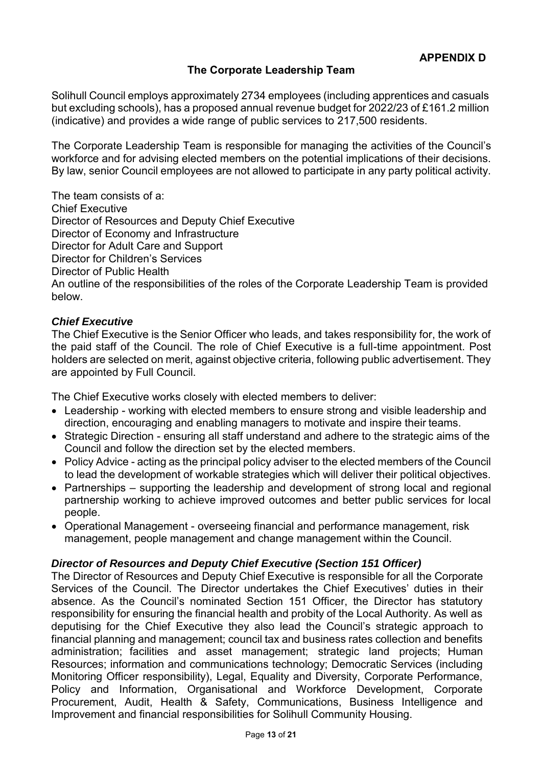**APPENDIX D**

## The Corporate Leadership Team

Solihull Council employs approximately 2734 employees (including apprentices and casuals but excluding schools), has a proposed annual revenue budget for 2022/23 of £161.2 million (indicative) and provides a wide range of public services to 217,500 residents.

The Corporate Leadership Team is responsible for managing the activities of the Council's workforce and for advising elected members on the potential implications of their decisions. By law, senior Council employees are not allowed to participate in any party political activity.

The team consists of a:
Chief Executive
Director of Resources and Deputy Chief Executive
Director of Economy and Infrastructure
Director for Adult Care and Support
Director for Children's Services
Director of Public Health
An outline of the responsibilities of the roles of the Corporate Leadership Team is provided below.

### *Chief Executive*

The Chief Executive is the Senior Officer who leads, and takes responsibility for, the work of the paid staff of the Council. The role of Chief Executive is a full-time appointment. Post holders are selected on merit, against objective criteria, following public advertisement. They are appointed by Full Council.

The Chief Executive works closely with elected members to deliver:

- Leadership - working with elected members to ensure strong and visible leadership and direction, encouraging and enabling managers to motivate and inspire their teams.
- Strategic Direction - ensuring all staff understand and adhere to the strategic aims of the Council and follow the direction set by the elected members.
- Policy Advice - acting as the principal policy adviser to the elected members of the Council to lead the development of workable strategies which will deliver their political objectives.
- Partnerships – supporting the leadership and development of strong local and regional partnership working to achieve improved outcomes and better public services for local people.
- Operational Management - overseeing financial and performance management, risk management, people management and change management within the Council.

### *Director of Resources and Deputy Chief Executive (Section 151 Officer)*

The Director of Resources and Deputy Chief Executive is responsible for all the Corporate Services of the Council. The Director undertakes the Chief Executives' duties in their absence. As the Council's nominated Section 151 Officer, the Director has statutory responsibility for ensuring the financial health and probity of the Local Authority. As well as deputising for the Chief Executive they also lead the Council's strategic approach to financial planning and management; council tax and business rates collection and benefits administration; facilities and asset management; strategic land projects; Human Resources; information and communications technology; Democratic Services (including Monitoring Officer responsibility), Legal, Equality and Diversity, Corporate Performance, Policy and Information, Organisational and Workforce Development, Corporate Procurement, Audit, Health & Safety, Communications, Business Intelligence and Improvement and financial responsibilities for Solihull Community Housing.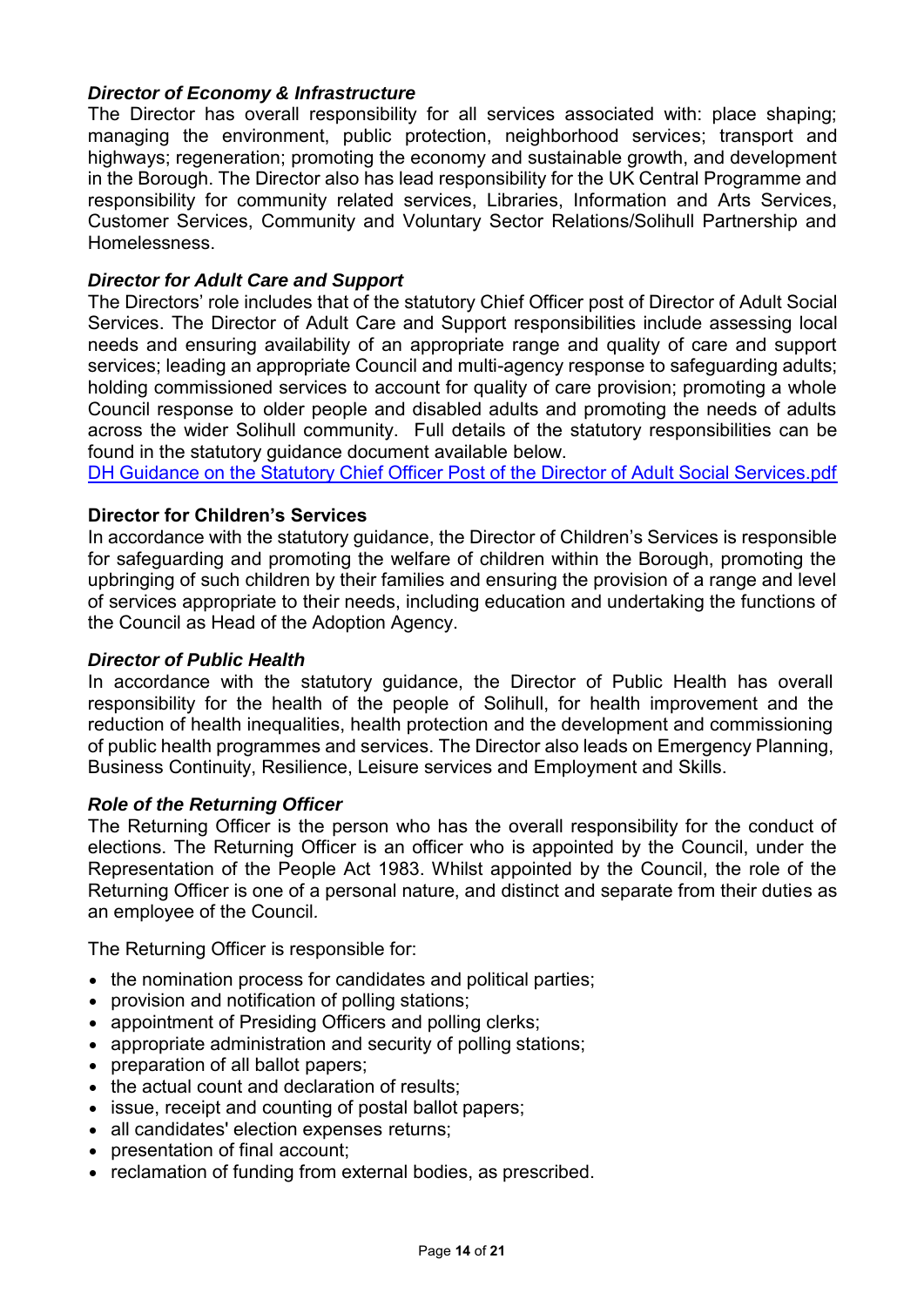***Director of Economy & Infrastructure***

The Director has overall responsibility for all services associated with: place shaping; managing the environment, public protection, neighborhood services; transport and highways; regeneration; promoting the economy and sustainable growth, and development in the Borough. The Director also has lead responsibility for the UK Central Programme and responsibility for community related services, Libraries, Information and Arts Services, Customer Services, Community and Voluntary Sector Relations/Solihull Partnership and Homelessness.

***Director for Adult Care and Support***

The Directors' role includes that of the statutory Chief Officer post of Director of Adult Social Services. The Director of Adult Care and Support responsibilities include assessing local needs and ensuring availability of an appropriate range and quality of care and support services; leading an appropriate Council and multi-agency response to safeguarding adults; holding commissioned services to account for quality of care provision; promoting a whole Council response to older people and disabled adults and promoting the needs of adults across the wider Solihull community. Full details of the statutory responsibilities can be found in the statutory guidance document available below.

DH Guidance on the Statutory Chief Officer Post of the Director of Adult Social Services.pdf

**Director for Children's Services**

In accordance with the statutory guidance, the Director of Children's Services is responsible for safeguarding and promoting the welfare of children within the Borough, promoting the upbringing of such children by their families and ensuring the provision of a range and level of services appropriate to their needs, including education and undertaking the functions of the Council as Head of the Adoption Agency.

***Director of Public Health***

In accordance with the statutory guidance, the Director of Public Health has overall responsibility for the health of the people of Solihull, for health improvement and the reduction of health inequalities, health protection and the development and commissioning of public health programmes and services. The Director also leads on Emergency Planning, Business Continuity, Resilience, Leisure services and Employment and Skills.

***Role of the Returning Officer***

The Returning Officer is the person who has the overall responsibility for the conduct of elections. The Returning Officer is an officer who is appointed by the Council, under the Representation of the People Act 1983. Whilst appointed by the Council, the role of the Returning Officer is one of a personal nature, and distinct and separate from their duties as an employee of the Council.

The Returning Officer is responsible for:

- the nomination process for candidates and political parties;
- provision and notification of polling stations;
- appointment of Presiding Officers and polling clerks;
- appropriate administration and security of polling stations;
- preparation of all ballot papers;
- the actual count and declaration of results;
- issue, receipt and counting of postal ballot papers;
- all candidates' election expenses returns;
- presentation of final account;
- reclamation of funding from external bodies, as prescribed.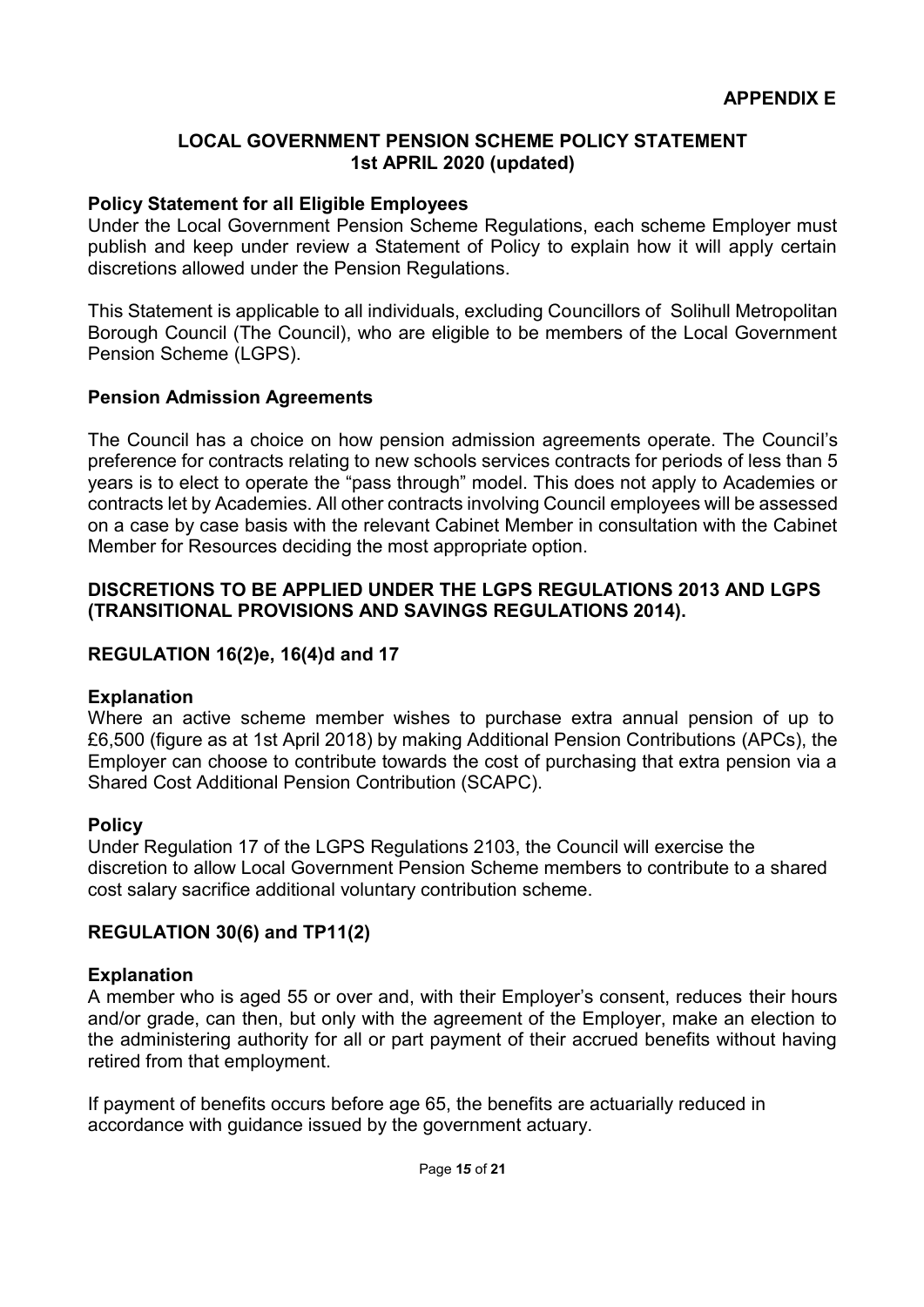**APPENDIX E**

## LOCAL GOVERNMENT PENSION SCHEME POLICY STATEMENT
## 1st APRIL 2020 (updated)

### Policy Statement for all Eligible Employees

Under the Local Government Pension Scheme Regulations, each scheme Employer must publish and keep under review a Statement of Policy to explain how it will apply certain discretions allowed under the Pension Regulations.

This Statement is applicable to all individuals, excluding Councillors of Solihull Metropolitan Borough Council (The Council), who are eligible to be members of the Local Government Pension Scheme (LGPS).

### Pension Admission Agreements

The Council has a choice on how pension admission agreements operate. The Council's preference for contracts relating to new schools services contracts for periods of less than 5 years is to elect to operate the "pass through" model. This does not apply to Academies or contracts let by Academies. All other contracts involving Council employees will be assessed on a case by case basis with the relevant Cabinet Member in consultation with the Cabinet Member for Resources deciding the most appropriate option.

### DISCRETIONS TO BE APPLIED UNDER THE LGPS REGULATIONS 2013 AND LGPS (TRANSITIONAL PROVISIONS AND SAVINGS REGULATIONS 2014).

### REGULATION 16(2)e, 16(4)d and 17

**Explanation**

Where an active scheme member wishes to purchase extra annual pension of up to £6,500 (figure as at 1st April 2018) by making Additional Pension Contributions (APCs), the Employer can choose to contribute towards the cost of purchasing that extra pension via a Shared Cost Additional Pension Contribution (SCAPC).

**Policy**

Under Regulation 17 of the LGPS Regulations 2103, the Council will exercise the discretion to allow Local Government Pension Scheme members to contribute to a shared cost salary sacrifice additional voluntary contribution scheme.

### REGULATION 30(6) and TP11(2)

**Explanation**

A member who is aged 55 or over and, with their Employer's consent, reduces their hours and/or grade, can then, but only with the agreement of the Employer, make an election to the administering authority for all or part payment of their accrued benefits without having retired from that employment.

If payment of benefits occurs before age 65, the benefits are actuarially reduced in accordance with guidance issued by the government actuary.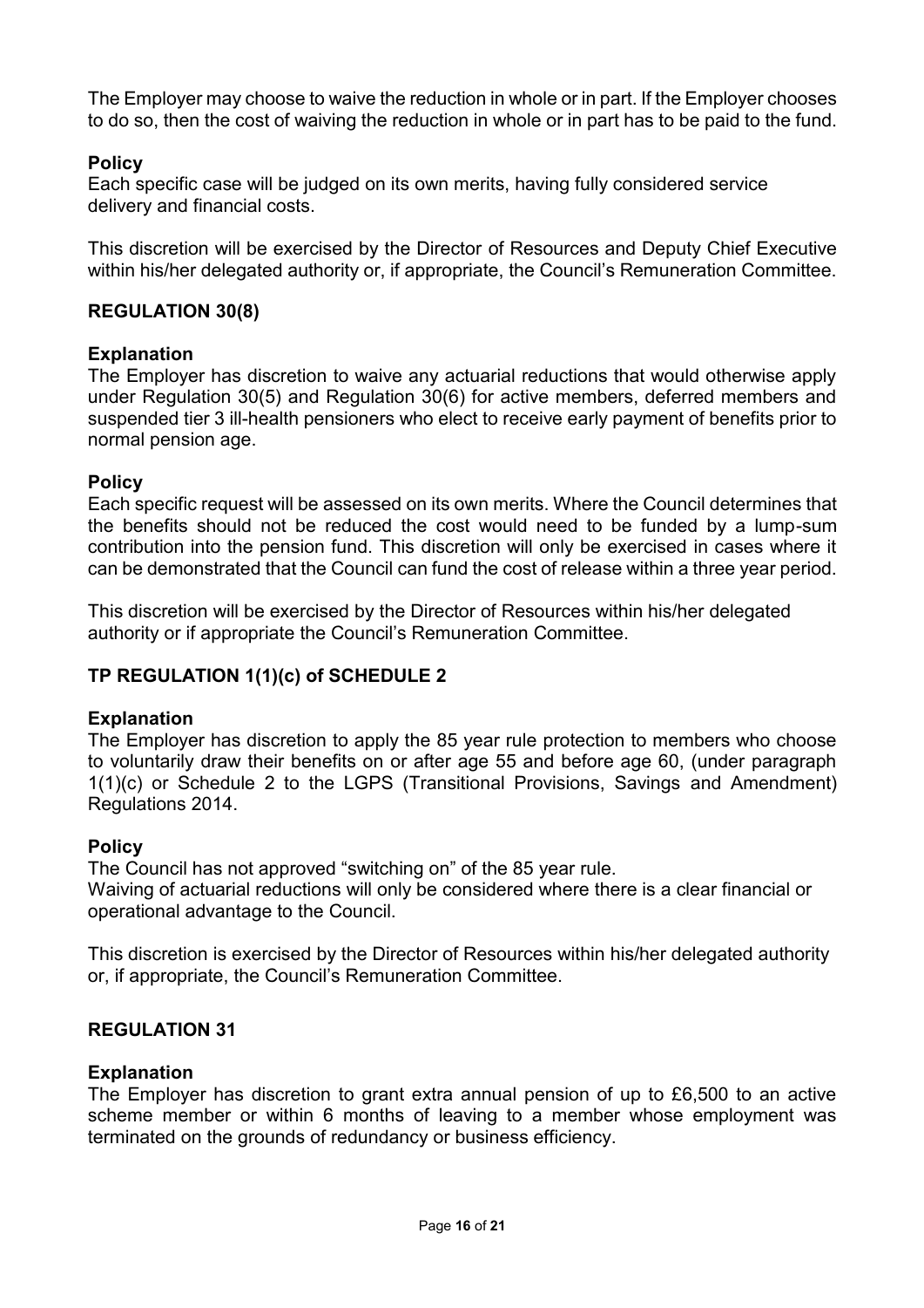The Employer may choose to waive the reduction in whole or in part. If the Employer chooses to do so, then the cost of waiving the reduction in whole or in part has to be paid to the fund.

**Policy**

Each specific case will be judged on its own merits, having fully considered service delivery and financial costs.

This discretion will be exercised by the Director of Resources and Deputy Chief Executive within his/her delegated authority or, if appropriate, the Council's Remuneration Committee.

**REGULATION 30(8)**

**Explanation**

The Employer has discretion to waive any actuarial reductions that would otherwise apply under Regulation 30(5) and Regulation 30(6) for active members, deferred members and suspended tier 3 ill-health pensioners who elect to receive early payment of benefits prior to normal pension age.

**Policy**

Each specific request will be assessed on its own merits. Where the Council determines that the benefits should not be reduced the cost would need to be funded by a lump-sum contribution into the pension fund. This discretion will only be exercised in cases where it can be demonstrated that the Council can fund the cost of release within a three year period.

This discretion will be exercised by the Director of Resources within his/her delegated authority or if appropriate the Council's Remuneration Committee.

**TP REGULATION 1(1)(c) of SCHEDULE 2**

**Explanation**

The Employer has discretion to apply the 85 year rule protection to members who choose to voluntarily draw their benefits on or after age 55 and before age 60, (under paragraph 1(1)(c) or Schedule 2 to the LGPS (Transitional Provisions, Savings and Amendment) Regulations 2014.

**Policy**

The Council has not approved "switching on" of the 85 year rule.
Waiving of actuarial reductions will only be considered where there is a clear financial or operational advantage to the Council.

This discretion is exercised by the Director of Resources within his/her delegated authority or, if appropriate, the Council's Remuneration Committee.

**REGULATION 31**

**Explanation**

The Employer has discretion to grant extra annual pension of up to £6,500 to an active scheme member or within 6 months of leaving to a member whose employment was terminated on the grounds of redundancy or business efficiency.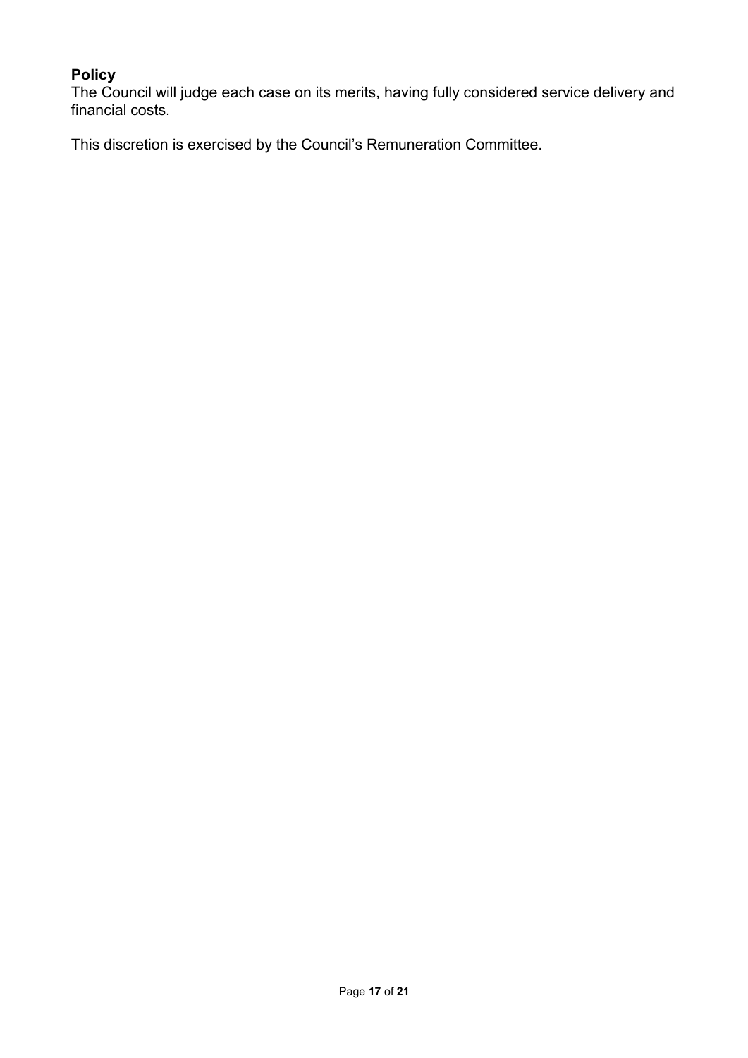**Policy**
The Council will judge each case on its merits, having fully considered service delivery and financial costs.

This discretion is exercised by the Council's Remuneration Committee.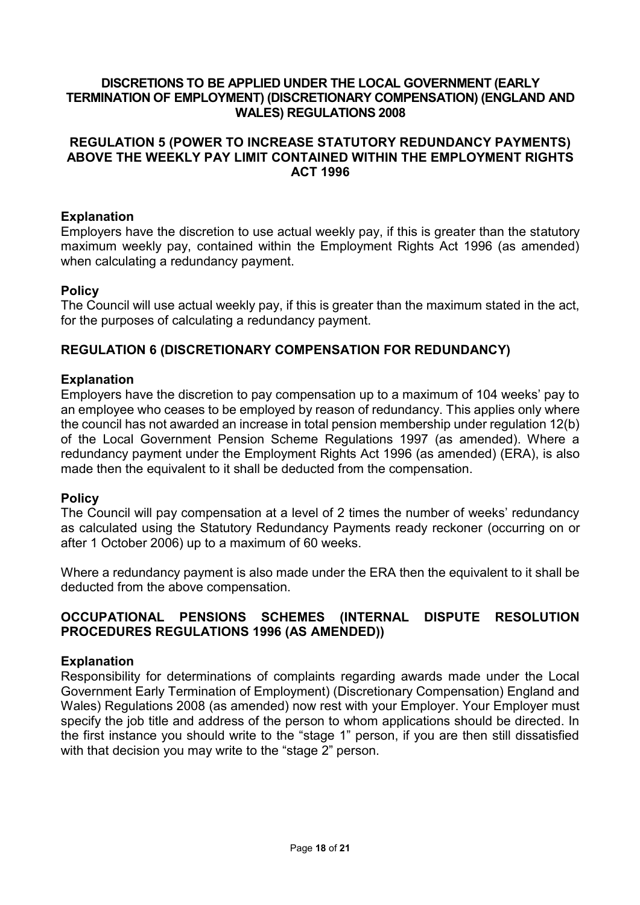## DISCRETIONS TO BE APPLIED UNDER THE LOCAL GOVERNMENT (EARLY TERMINATION OF EMPLOYMENT) (DISCRETIONARY COMPENSATION) (ENGLAND AND WALES) REGULATIONS 2008

## REGULATION 5 (POWER TO INCREASE STATUTORY REDUNDANCY PAYMENTS) ABOVE THE WEEKLY PAY LIMIT CONTAINED WITHIN THE EMPLOYMENT RIGHTS ACT 1996

**Explanation**
Employers have the discretion to use actual weekly pay, if this is greater than the statutory maximum weekly pay, contained within the Employment Rights Act 1996 (as amended) when calculating a redundancy payment.

**Policy**
The Council will use actual weekly pay, if this is greater than the maximum stated in the act, for the purposes of calculating a redundancy payment.

## REGULATION 6 (DISCRETIONARY COMPENSATION FOR REDUNDANCY)

**Explanation**
Employers have the discretion to pay compensation up to a maximum of 104 weeks' pay to an employee who ceases to be employed by reason of redundancy. This applies only where the council has not awarded an increase in total pension membership under regulation 12(b) of the Local Government Pension Scheme Regulations 1997 (as amended). Where a redundancy payment under the Employment Rights Act 1996 (as amended) (ERA), is also made then the equivalent to it shall be deducted from the compensation.

**Policy**
The Council will pay compensation at a level of 2 times the number of weeks' redundancy as calculated using the Statutory Redundancy Payments ready reckoner (occurring on or after 1 October 2006) up to a maximum of 60 weeks.

Where a redundancy payment is also made under the ERA then the equivalent to it shall be deducted from the above compensation.

## OCCUPATIONAL PENSIONS SCHEMES (INTERNAL DISPUTE RESOLUTION PROCEDURES REGULATIONS 1996 (AS AMENDED))

**Explanation**
Responsibility for determinations of complaints regarding awards made under the Local Government Early Termination of Employment) (Discretionary Compensation) England and Wales) Regulations 2008 (as amended) now rest with your Employer. Your Employer must specify the job title and address of the person to whom applications should be directed. In the first instance you should write to the "stage 1" person, if you are then still dissatisfied with that decision you may write to the "stage 2" person.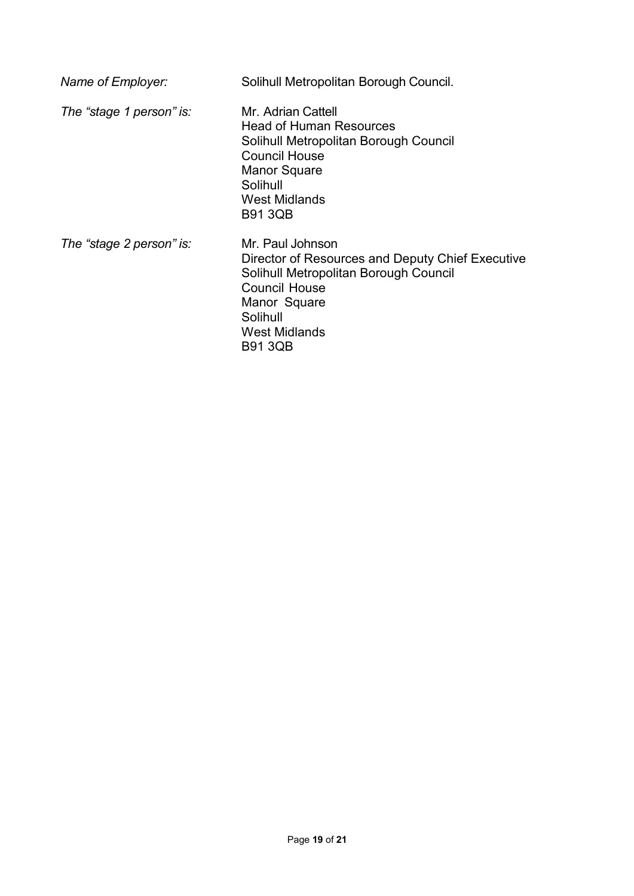*Name of Employer:* Solihull Metropolitan Borough Council.

*The "stage 1 person" is:*

Mr. Adrian Cattell
Head of Human Resources
Solihull Metropolitan Borough Council
Council House
Manor Square
Solihull
West Midlands
B91 3QB

*The "stage 2 person" is:*

Mr. Paul Johnson
Director of Resources and Deputy Chief Executive
Solihull Metropolitan Borough Council
Council House
Manor Square
Solihull
West Midlands
B91 3QB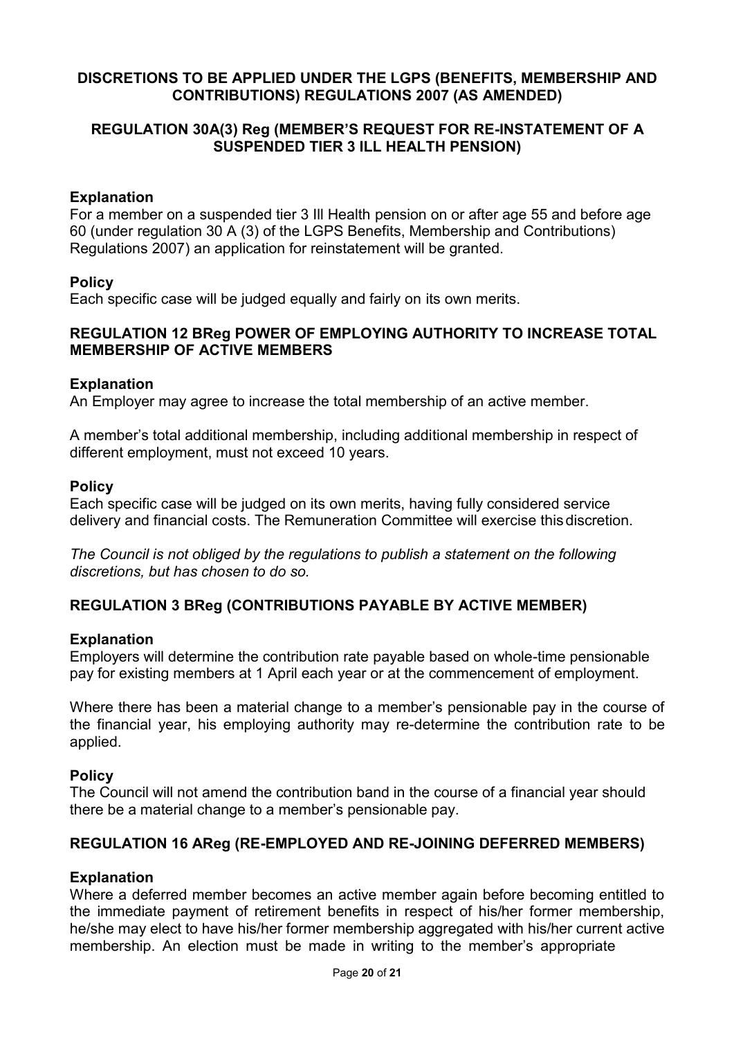**DISCRETIONS TO BE APPLIED UNDER THE LGPS (BENEFITS, MEMBERSHIP AND CONTRIBUTIONS) REGULATIONS 2007 (AS AMENDED)**

**REGULATION 30A(3) Reg (MEMBER'S REQUEST FOR RE-INSTATEMENT OF A SUSPENDED TIER 3 ILL HEALTH PENSION)**

**Explanation**
For a member on a suspended tier 3 Ill Health pension on or after age 55 and before age 60 (under regulation 30 A (3) of the LGPS Benefits, Membership and Contributions) Regulations 2007) an application for reinstatement will be granted.

**Policy**
Each specific case will be judged equally and fairly on its own merits.

**REGULATION 12 BReg POWER OF EMPLOYING AUTHORITY TO INCREASE TOTAL MEMBERSHIP OF ACTIVE MEMBERS**

**Explanation**
An Employer may agree to increase the total membership of an active member.

A member's total additional membership, including additional membership in respect of different employment, must not exceed 10 years.

**Policy**
Each specific case will be judged on its own merits, having fully considered service delivery and financial costs. The Remuneration Committee will exercise this discretion.

*The Council is not obliged by the regulations to publish a statement on the following discretions, but has chosen to do so.*

**REGULATION 3 BReg (CONTRIBUTIONS PAYABLE BY ACTIVE MEMBER)**

**Explanation**
Employers will determine the contribution rate payable based on whole-time pensionable pay for existing members at 1 April each year or at the commencement of employment.

Where there has been a material change to a member's pensionable pay in the course of the financial year, his employing authority may re-determine the contribution rate to be applied.

**Policy**
The Council will not amend the contribution band in the course of a financial year should there be a material change to a member's pensionable pay.

**REGULATION 16 AReg (RE-EMPLOYED AND RE-JOINING DEFERRED MEMBERS)**

**Explanation**
Where a deferred member becomes an active member again before becoming entitled to the immediate payment of retirement benefits in respect of his/her former membership, he/she may elect to have his/her former membership aggregated with his/her current active membership. An election must be made in writing to the member's appropriate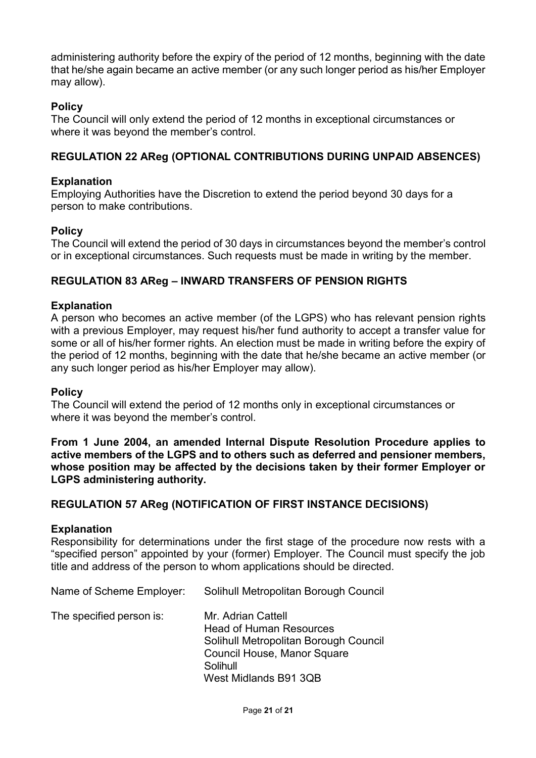administering authority before the expiry of the period of 12 months, beginning with the date that he/she again became an active member (or any such longer period as his/her Employer may allow).

**Policy**

The Council will only extend the period of 12 months in exceptional circumstances or where it was beyond the member's control.

### REGULATION 22 AReg (OPTIONAL CONTRIBUTIONS DURING UNPAID ABSENCES)

**Explanation**

Employing Authorities have the Discretion to extend the period beyond 30 days for a person to make contributions.

**Policy**

The Council will extend the period of 30 days in circumstances beyond the member's control or in exceptional circumstances. Such requests must be made in writing by the member.

### REGULATION 83 AReg – INWARD TRANSFERS OF PENSION RIGHTS

**Explanation**

A person who becomes an active member (of the LGPS) who has relevant pension rights with a previous Employer, may request his/her fund authority to accept a transfer value for some or all of his/her former rights. An election must be made in writing before the expiry of the period of 12 months, beginning with the date that he/she became an active member (or any such longer period as his/her Employer may allow).

**Policy**

The Council will extend the period of 12 months only in exceptional circumstances or where it was beyond the member's control.

**From 1 June 2004, an amended Internal Dispute Resolution Procedure applies to active members of the LGPS and to others such as deferred and pensioner members, whose position may be affected by the decisions taken by their former Employer or LGPS administering authority.**

### REGULATION 57 AReg (NOTIFICATION OF FIRST INSTANCE DECISIONS)

**Explanation**

Responsibility for determinations under the first stage of the procedure now rests with a "specified person" appointed by your (former) Employer. The Council must specify the job title and address of the person to whom applications should be directed.

| | |
|---|---|
| Name of Scheme Employer: | Solihull Metropolitan Borough Council |
| The specified person is: | Mr. Adrian Cattell<br>Head of Human Resources<br>Solihull Metropolitan Borough Council<br>Council House, Manor Square<br>Solihull<br>West Midlands B91 3QB |